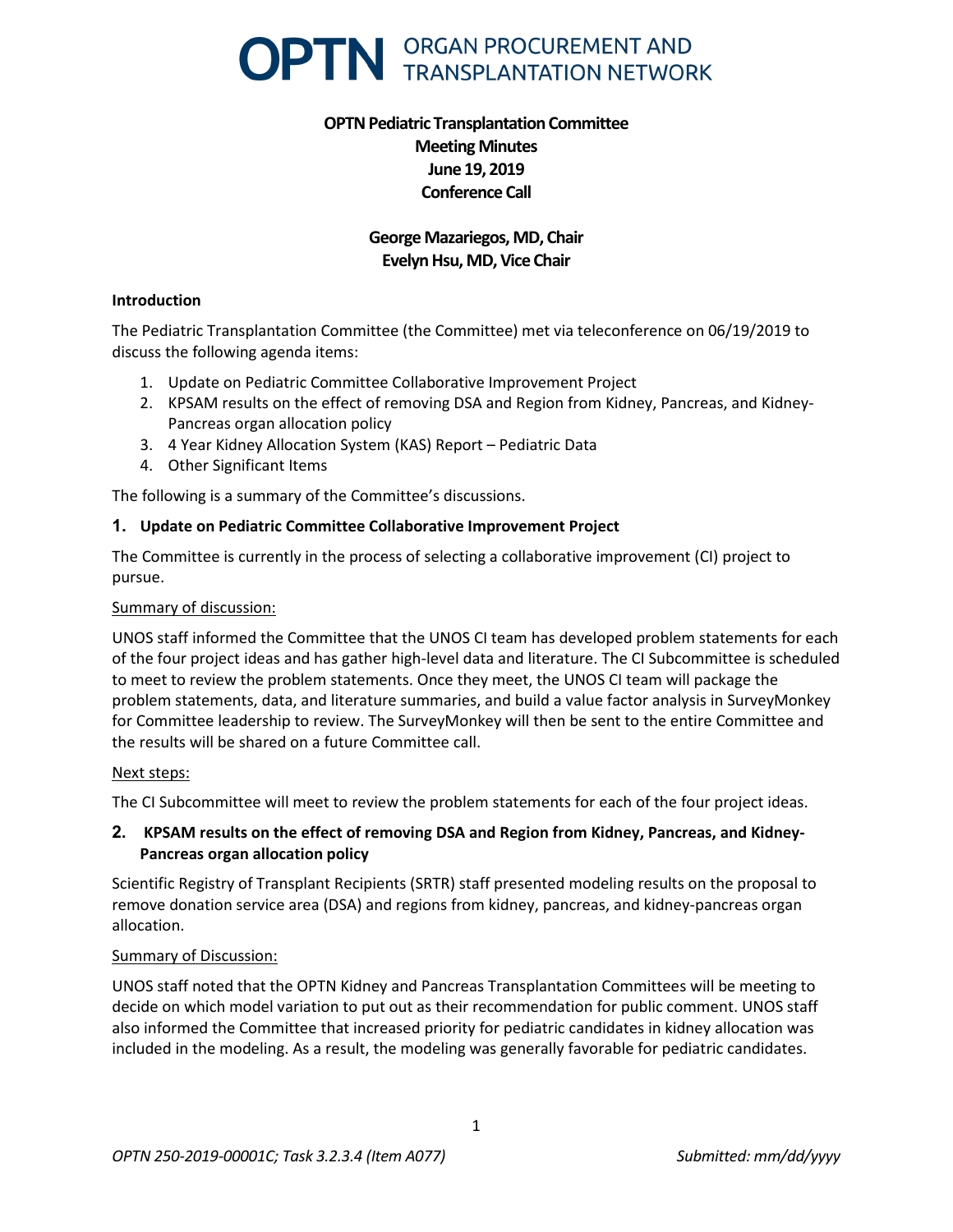# OPTN ORGAN PROCUREMENT AND TRANSPLANTATION NETWORK

**OPTN Pediatric Transplantation Committee**
**Meeting Minutes**
**June 19, 2019**
**Conference Call**

**George Mazariegos, MD, Chair**
**Evelyn Hsu, MD, Vice Chair**

### Introduction

The Pediatric Transplantation Committee (the Committee) met via teleconference on 06/19/2019 to discuss the following agenda items:

1. Update on Pediatric Committee Collaborative Improvement Project
2. KPSAM results on the effect of removing DSA and Region from Kidney, Pancreas, and Kidney-Pancreas organ allocation policy
3. 4 Year Kidney Allocation System (KAS) Report – Pediatric Data
4. Other Significant Items

The following is a summary of the Committee's discussions.

### 1. Update on Pediatric Committee Collaborative Improvement Project

The Committee is currently in the process of selecting a collaborative improvement (CI) project to pursue.

Summary of discussion:

UNOS staff informed the Committee that the UNOS CI team has developed problem statements for each of the four project ideas and has gather high-level data and literature. The CI Subcommittee is scheduled to meet to review the problem statements. Once they meet, the UNOS CI team will package the problem statements, data, and literature summaries, and build a value factor analysis in SurveyMonkey for Committee leadership to review. The SurveyMonkey will then be sent to the entire Committee and the results will be shared on a future Committee call.

Next steps:

The CI Subcommittee will meet to review the problem statements for each of the four project ideas.

### 2. KPSAM results on the effect of removing DSA and Region from Kidney, Pancreas, and Kidney-Pancreas organ allocation policy

Scientific Registry of Transplant Recipients (SRTR) staff presented modeling results on the proposal to remove donation service area (DSA) and regions from kidney, pancreas, and kidney-pancreas organ allocation.

Summary of Discussion:

UNOS staff noted that the OPTN Kidney and Pancreas Transplantation Committees will be meeting to decide on which model variation to put out as their recommendation for public comment. UNOS staff also informed the Committee that increased priority for pediatric candidates in kidney allocation was included in the modeling. As a result, the modeling was generally favorable for pediatric candidates.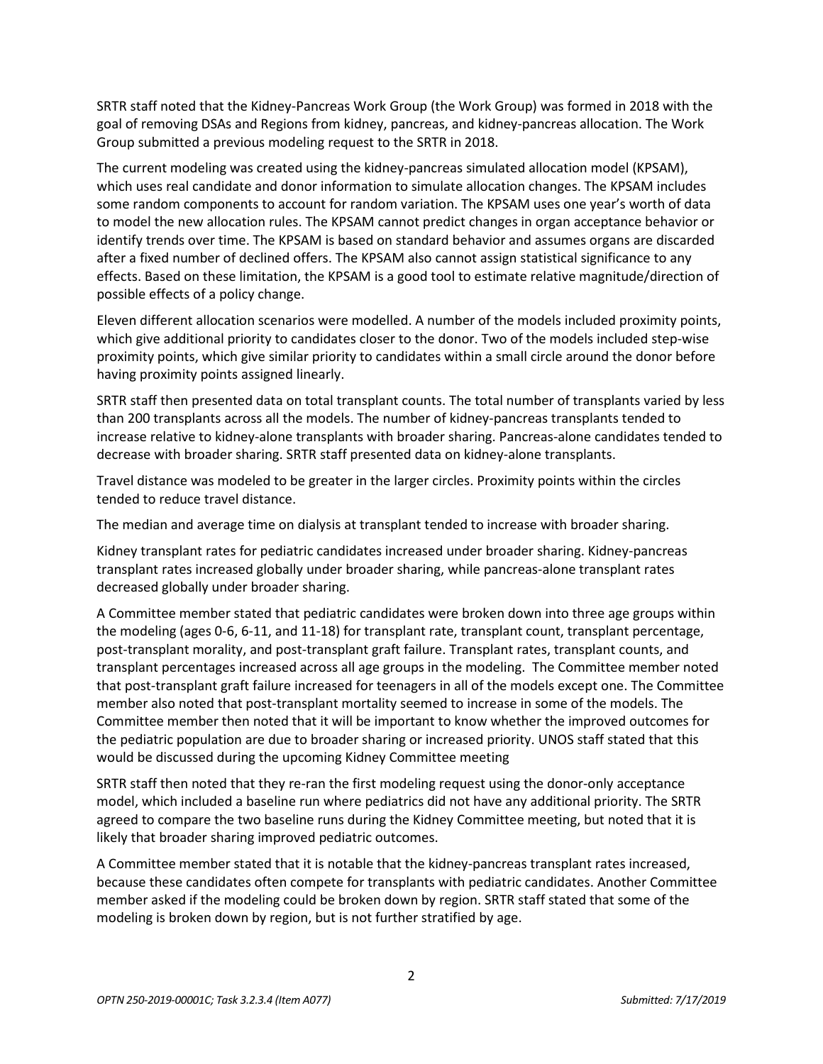SRTR staff noted that the Kidney-Pancreas Work Group (the Work Group) was formed in 2018 with the goal of removing DSAs and Regions from kidney, pancreas, and kidney-pancreas allocation. The Work Group submitted a previous modeling request to the SRTR in 2018.

The current modeling was created using the kidney-pancreas simulated allocation model (KPSAM), which uses real candidate and donor information to simulate allocation changes. The KPSAM includes some random components to account for random variation. The KPSAM uses one year's worth of data to model the new allocation rules. The KPSAM cannot predict changes in organ acceptance behavior or identify trends over time. The KPSAM is based on standard behavior and assumes organs are discarded after a fixed number of declined offers. The KPSAM also cannot assign statistical significance to any effects. Based on these limitation, the KPSAM is a good tool to estimate relative magnitude/direction of possible effects of a policy change.

Eleven different allocation scenarios were modelled. A number of the models included proximity points, which give additional priority to candidates closer to the donor. Two of the models included step-wise proximity points, which give similar priority to candidates within a small circle around the donor before having proximity points assigned linearly.

SRTR staff then presented data on total transplant counts. The total number of transplants varied by less than 200 transplants across all the models. The number of kidney-pancreas transplants tended to increase relative to kidney-alone transplants with broader sharing. Pancreas-alone candidates tended to decrease with broader sharing. SRTR staff presented data on kidney-alone transplants.

Travel distance was modeled to be greater in the larger circles. Proximity points within the circles tended to reduce travel distance.

The median and average time on dialysis at transplant tended to increase with broader sharing.

Kidney transplant rates for pediatric candidates increased under broader sharing. Kidney-pancreas transplant rates increased globally under broader sharing, while pancreas-alone transplant rates decreased globally under broader sharing.

A Committee member stated that pediatric candidates were broken down into three age groups within the modeling (ages 0-6, 6-11, and 11-18) for transplant rate, transplant count, transplant percentage, post-transplant morality, and post-transplant graft failure. Transplant rates, transplant counts, and transplant percentages increased across all age groups in the modeling. The Committee member noted that post-transplant graft failure increased for teenagers in all of the models except one. The Committee member also noted that post-transplant mortality seemed to increase in some of the models. The Committee member then noted that it will be important to know whether the improved outcomes for the pediatric population are due to broader sharing or increased priority. UNOS staff stated that this would be discussed during the upcoming Kidney Committee meeting

SRTR staff then noted that they re-ran the first modeling request using the donor-only acceptance model, which included a baseline run where pediatrics did not have any additional priority. The SRTR agreed to compare the two baseline runs during the Kidney Committee meeting, but noted that it is likely that broader sharing improved pediatric outcomes.

A Committee member stated that it is notable that the kidney-pancreas transplant rates increased, because these candidates often compete for transplants with pediatric candidates. Another Committee member asked if the modeling could be broken down by region. SRTR staff stated that some of the modeling is broken down by region, but is not further stratified by age.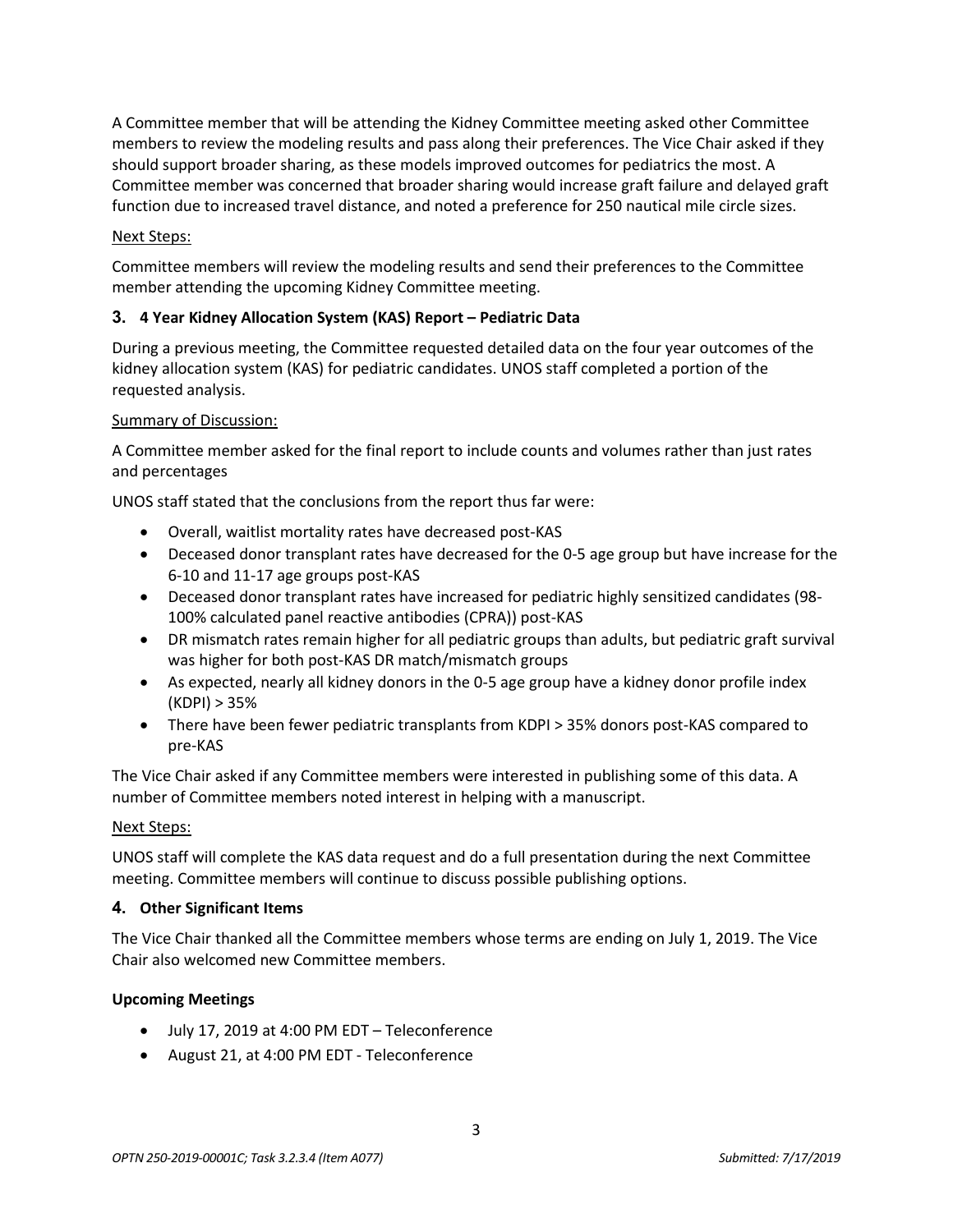A Committee member that will be attending the Kidney Committee meeting asked other Committee members to review the modeling results and pass along their preferences. The Vice Chair asked if they should support broader sharing, as these models improved outcomes for pediatrics the most. A Committee member was concerned that broader sharing would increase graft failure and delayed graft function due to increased travel distance, and noted a preference for 250 nautical mile circle sizes.

Next Steps:

Committee members will review the modeling results and send their preferences to the Committee member attending the upcoming Kidney Committee meeting.

### 3. 4 Year Kidney Allocation System (KAS) Report – Pediatric Data

During a previous meeting, the Committee requested detailed data on the four year outcomes of the kidney allocation system (KAS) for pediatric candidates. UNOS staff completed a portion of the requested analysis.

Summary of Discussion:

A Committee member asked for the final report to include counts and volumes rather than just rates and percentages

UNOS staff stated that the conclusions from the report thus far were:

- Overall, waitlist mortality rates have decreased post-KAS
- Deceased donor transplant rates have decreased for the 0-5 age group but have increase for the 6-10 and 11-17 age groups post-KAS
- Deceased donor transplant rates have increased for pediatric highly sensitized candidates (98-100% calculated panel reactive antibodies (CPRA)) post-KAS
- DR mismatch rates remain higher for all pediatric groups than adults, but pediatric graft survival was higher for both post-KAS DR match/mismatch groups
- As expected, nearly all kidney donors in the 0-5 age group have a kidney donor profile index (KDPI) > 35%
- There have been fewer pediatric transplants from KDPI > 35% donors post-KAS compared to pre-KAS

The Vice Chair asked if any Committee members were interested in publishing some of this data. A number of Committee members noted interest in helping with a manuscript.

Next Steps:

UNOS staff will complete the KAS data request and do a full presentation during the next Committee meeting. Committee members will continue to discuss possible publishing options.

### 4. Other Significant Items

The Vice Chair thanked all the Committee members whose terms are ending on July 1, 2019. The Vice Chair also welcomed new Committee members.

**Upcoming Meetings**

- July 17, 2019 at 4:00 PM EDT – Teleconference
- August 21, at 4:00 PM EDT - Teleconference